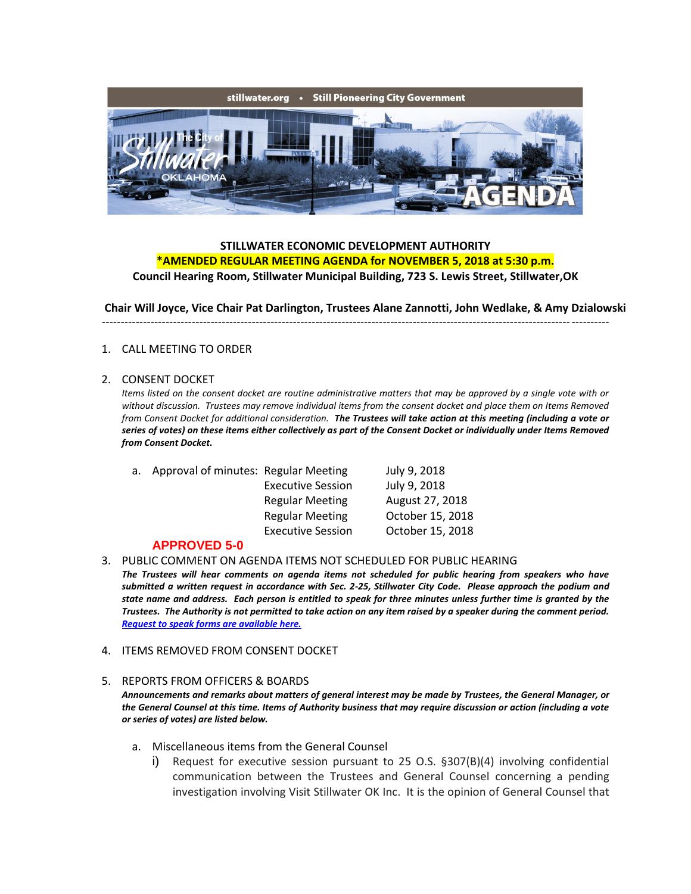stillwater.org • Still Pioneering City Government

The City of Stillwater OKLAHOMA AGENDA

**STILLWATER ECONOMIC DEVELOPMENT AUTHORITY**

***AMENDED REGULAR MEETING AGENDA for NOVEMBER 5, 2018 at 5:30 p.m.**

**Council Hearing Room, Stillwater Municipal Building, 723 S. Lewis Street, Stillwater,OK**

**Chair Will Joyce, Vice Chair Pat Darlington, Trustees Alane Zannotti, John Wedlake, & Amy Dzialowski**

---

1. CALL MEETING TO ORDER

2. CONSENT DOCKET

   *Items listed on the consent docket are routine administrative matters that may be approved by a single vote with or without discussion. Trustees may remove individual items from the consent docket and place them on Items Removed from Consent Docket for additional consideration.* ***The Trustees will take action at this meeting (including a vote or series of votes) on these items either collectively as part of the Consent Docket or individually under Items Removed from Consent Docket.***

   a. Approval of minutes:

   | | |
   |---|---|
   | Regular Meeting | July 9, 2018 |
   | Executive Session | July 9, 2018 |
   | Regular Meeting | August 27, 2018 |
   | Regular Meeting | October 15, 2018 |
   | Executive Session | October 15, 2018 |

   **APPROVED 5-0**

3. PUBLIC COMMENT ON AGENDA ITEMS NOT SCHEDULED FOR PUBLIC HEARING

   ***The Trustees will hear comments on agenda items not scheduled for public hearing from speakers who have submitted a written request in accordance with Sec. 2-25, Stillwater City Code. Please approach the podium and state name and address. Each person is entitled to speak for three minutes unless further time is granted by the Trustees. The Authority is not permitted to take action on any item raised by a speaker during the comment period.*** [***Request to speak forms are available here.***]

4. ITEMS REMOVED FROM CONSENT DOCKET

5. REPORTS FROM OFFICERS & BOARDS

   ***Announcements and remarks about matters of general interest may be made by Trustees, the General Manager, or the General Counsel at this time. Items of Authority business that may require discussion or action (including a vote or series of votes) are listed below.***

   a. Miscellaneous items from the General Counsel

      i) Request for executive session pursuant to 25 O.S. §307(B)(4) involving confidential communication between the Trustees and General Counsel concerning a pending investigation involving Visit Stillwater OK Inc. It is the opinion of General Counsel that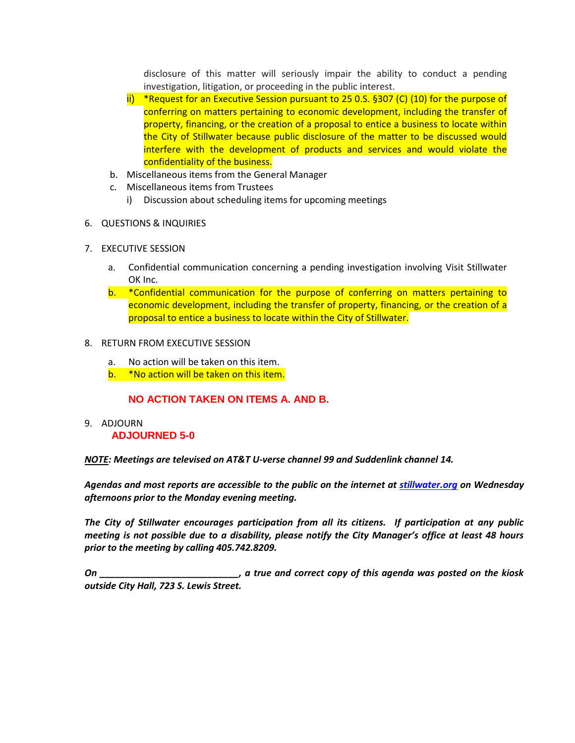disclosure of this matter will seriously impair the ability to conduct a pending investigation, litigation, or proceeding in the public interest.

ii) *Request for an Executive Session pursuant to 25 0.S. §307 (C) (10) for the purpose of conferring on matters pertaining to economic development, including the transfer of property, financing, or the creation of a proposal to entice a business to locate within the City of Stillwater because public disclosure of the matter to be discussed would interfere with the development of products and services and would violate the confidentiality of the business.

b. Miscellaneous items from the General Manager

c. Miscellaneous items from Trustees

   i) Discussion about scheduling items for upcoming meetings

6. QUESTIONS & INQUIRIES

7. EXECUTIVE SESSION

   a. Confidential communication concerning a pending investigation involving Visit Stillwater OK Inc.

   b. *Confidential communication for the purpose of conferring on matters pertaining to economic development, including the transfer of property, financing, or the creation of a proposal to entice a business to locate within the City of Stillwater.

8. RETURN FROM EXECUTIVE SESSION

   a. No action will be taken on this item.

   b. *No action will be taken on this item.

   **NO ACTION TAKEN ON ITEMS A. AND B.**

9. ADJOURN

   **ADJOURNED 5-0**

***NOTE*: Meetings are televised on AT&T U-verse channel 99 and Suddenlink channel 14.**

***Agendas and most reports are accessible to the public on the internet at stillwater.org on Wednesday afternoons prior to the Monday evening meeting.***

***The City of Stillwater encourages participation from all its citizens. If participation at any public meeting is not possible due to a disability, please notify the City Manager's office at least 48 hours prior to the meeting by calling 405.742.8209.***

***On ___________________________, a true and correct copy of this agenda was posted on the kiosk outside City Hall, 723 S. Lewis Street.***